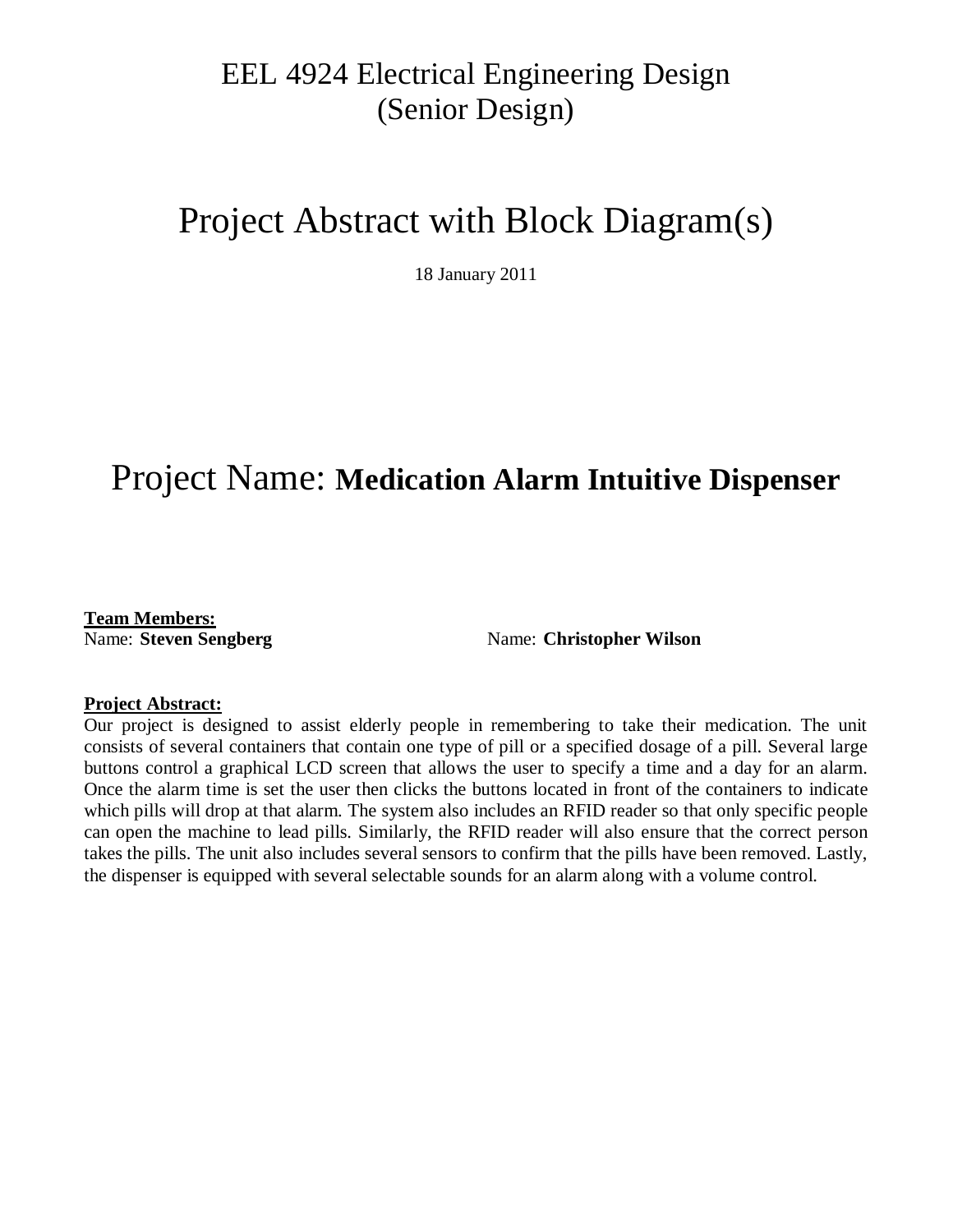# EEL 4924 Electrical Engineering Design (Senior Design)

# Project Abstract with Block Diagram(s)

18 January 2011

## Project Name: **Medication Alarm Intuitive Dispenser**

**Team Members:**

Name: **Steven Sengberg**

Name: **Christopher Wilson**

**Project Abstract:**

Our project is designed to assist elderly people in remembering to take their medication. The unit consists of several containers that contain one type of pill or a specified dosage of a pill. Several large buttons control a graphical LCD screen that allows the user to specify a time and a day for an alarm. Once the alarm time is set the user then clicks the buttons located in front of the containers to indicate which pills will drop at that alarm. The system also includes an RFID reader so that only specific people can open the machine to lead pills. Similarly, the RFID reader will also ensure that the correct person takes the pills. The unit also includes several sensors to confirm that the pills have been removed. Lastly, the dispenser is equipped with several selectable sounds for an alarm along with a volume control.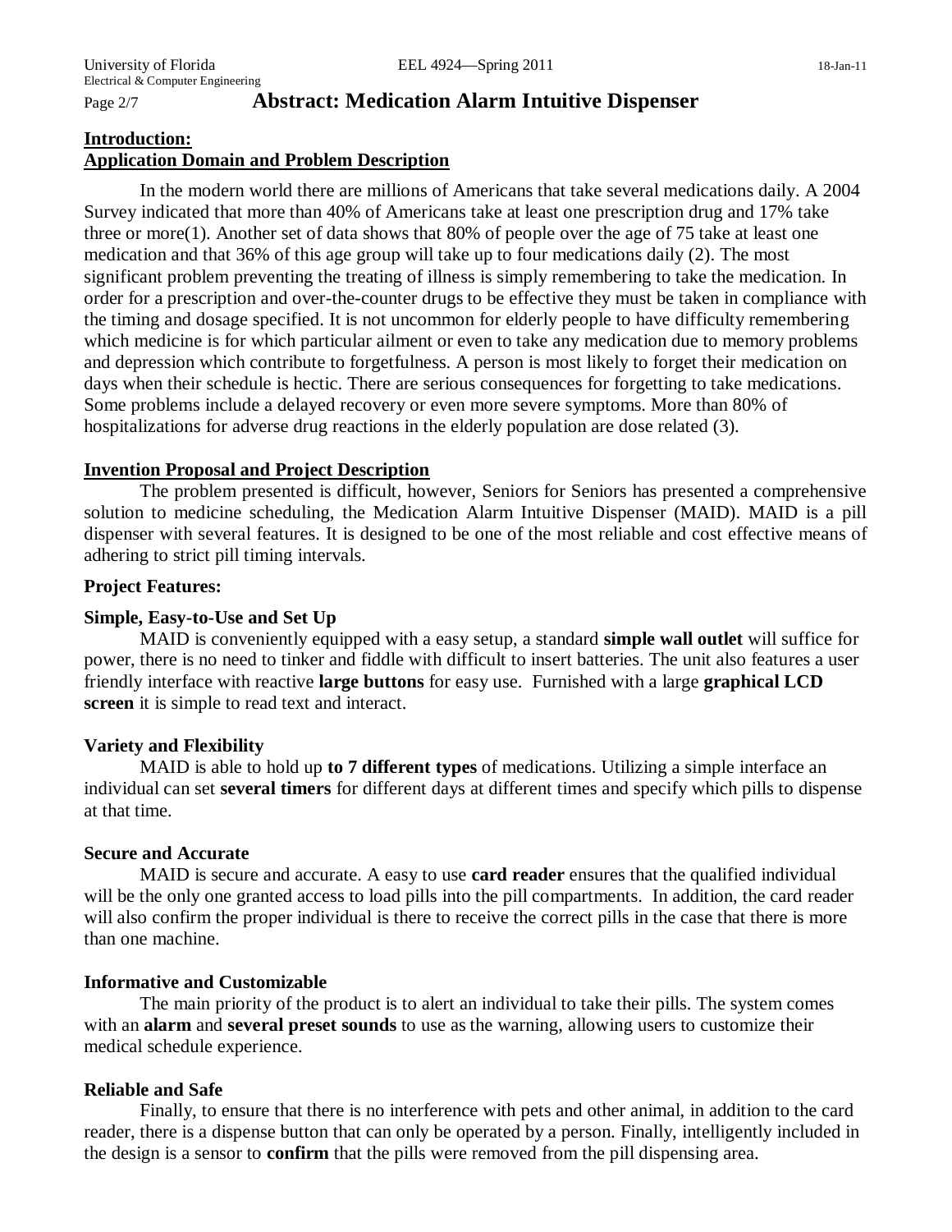# Abstract: Medication Alarm Intuitive Dispenser

## Introduction:

## Application Domain and Problem Description

In the modern world there are millions of Americans that take several medications daily. A 2004 Survey indicated that more than 40% of Americans take at least one prescription drug and 17% take three or more(1). Another set of data shows that 80% of people over the age of 75 take at least one medication and that 36% of this age group will take up to four medications daily (2). The most significant problem preventing the treating of illness is simply remembering to take the medication. In order for a prescription and over-the-counter drugs to be effective they must be taken in compliance with the timing and dosage specified. It is not uncommon for elderly people to have difficulty remembering which medicine is for which particular ailment or even to take any medication due to memory problems and depression which contribute to forgetfulness. A person is most likely to forget their medication on days when their schedule is hectic. There are serious consequences for forgetting to take medications. Some problems include a delayed recovery or even more severe symptoms. More than 80% of hospitalizations for adverse drug reactions in the elderly population are dose related (3).

## Invention Proposal and Project Description

The problem presented is difficult, however, Seniors for Seniors has presented a comprehensive solution to medicine scheduling, the Medication Alarm Intuitive Dispenser (MAID). MAID is a pill dispenser with several features. It is designed to be one of the most reliable and cost effective means of adhering to strict pill timing intervals.

### Project Features:

**Simple, Easy-to-Use and Set Up**

MAID is conveniently equipped with a easy setup, a standard **simple wall outlet** will suffice for power, there is no need to tinker and fiddle with difficult to insert batteries. The unit also features a user friendly interface with reactive **large buttons** for easy use. Furnished with a large **graphical LCD screen** it is simple to read text and interact.

**Variety and Flexibility**

MAID is able to hold up **to 7 different types** of medications. Utilizing a simple interface an individual can set **several timers** for different days at different times and specify which pills to dispense at that time.

**Secure and Accurate**

MAID is secure and accurate. A easy to use **card reader** ensures that the qualified individual will be the only one granted access to load pills into the pill compartments. In addition, the card reader will also confirm the proper individual is there to receive the correct pills in the case that there is more than one machine.

**Informative and Customizable**

The main priority of the product is to alert an individual to take their pills. The system comes with an **alarm** and **several preset sounds** to use as the warning, allowing users to customize their medical schedule experience.

**Reliable and Safe**

Finally, to ensure that there is no interference with pets and other animal, in addition to the card reader, there is a dispense button that can only be operated by a person. Finally, intelligently included in the design is a sensor to **confirm** that the pills were removed from the pill dispensing area.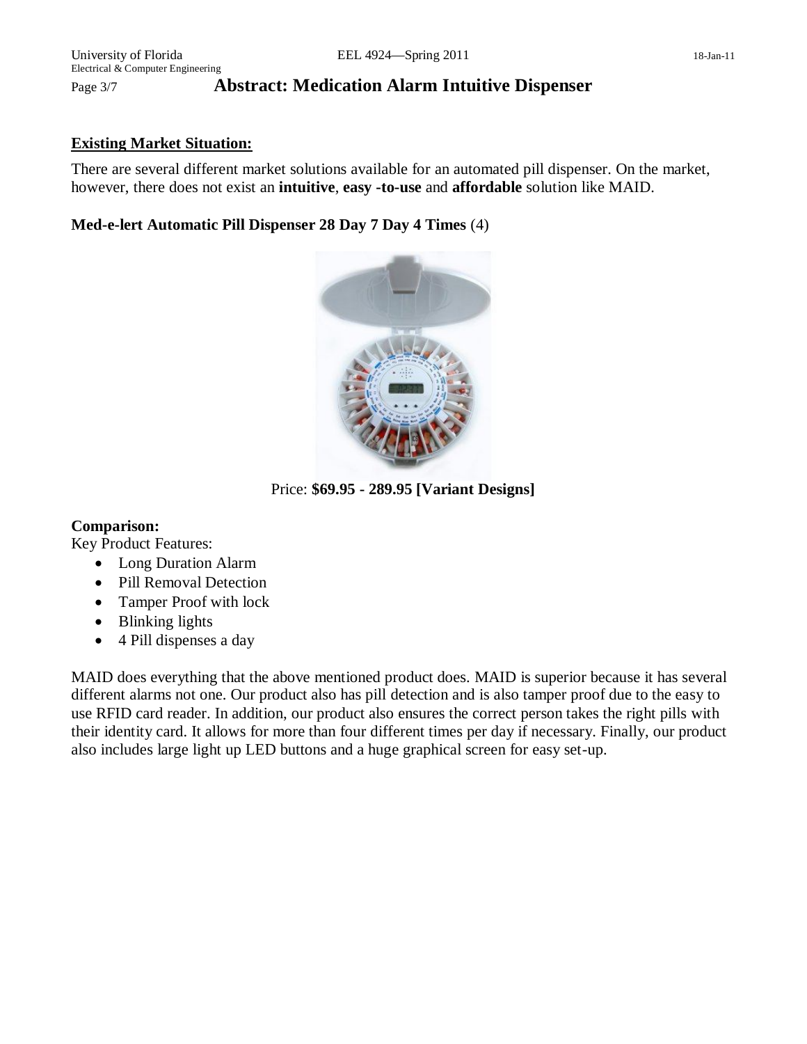## Existing Market Situation:

There are several different market solutions available for an automated pill dispenser. On the market, however, there does not exist an **intuitive**, **easy -to-use** and **affordable** solution like MAID.

**Med-e-lert Automatic Pill Dispenser 28 Day 7 Day 4 Times** (4)

Price: **$69.95 - 289.95 [Variant Designs]**

**Comparison:**

Key Product Features:

- Long Duration Alarm
- Pill Removal Detection
- Tamper Proof with lock
- Blinking lights
- 4 Pill dispenses a day

MAID does everything that the above mentioned product does. MAID is superior because it has several different alarms not one. Our product also has pill detection and is also tamper proof due to the easy to use RFID card reader. In addition, our product also ensures the correct person takes the right pills with their identity card. It allows for more than four different times per day if necessary. Finally, our product also includes large light up LED buttons and a huge graphical screen for easy set-up.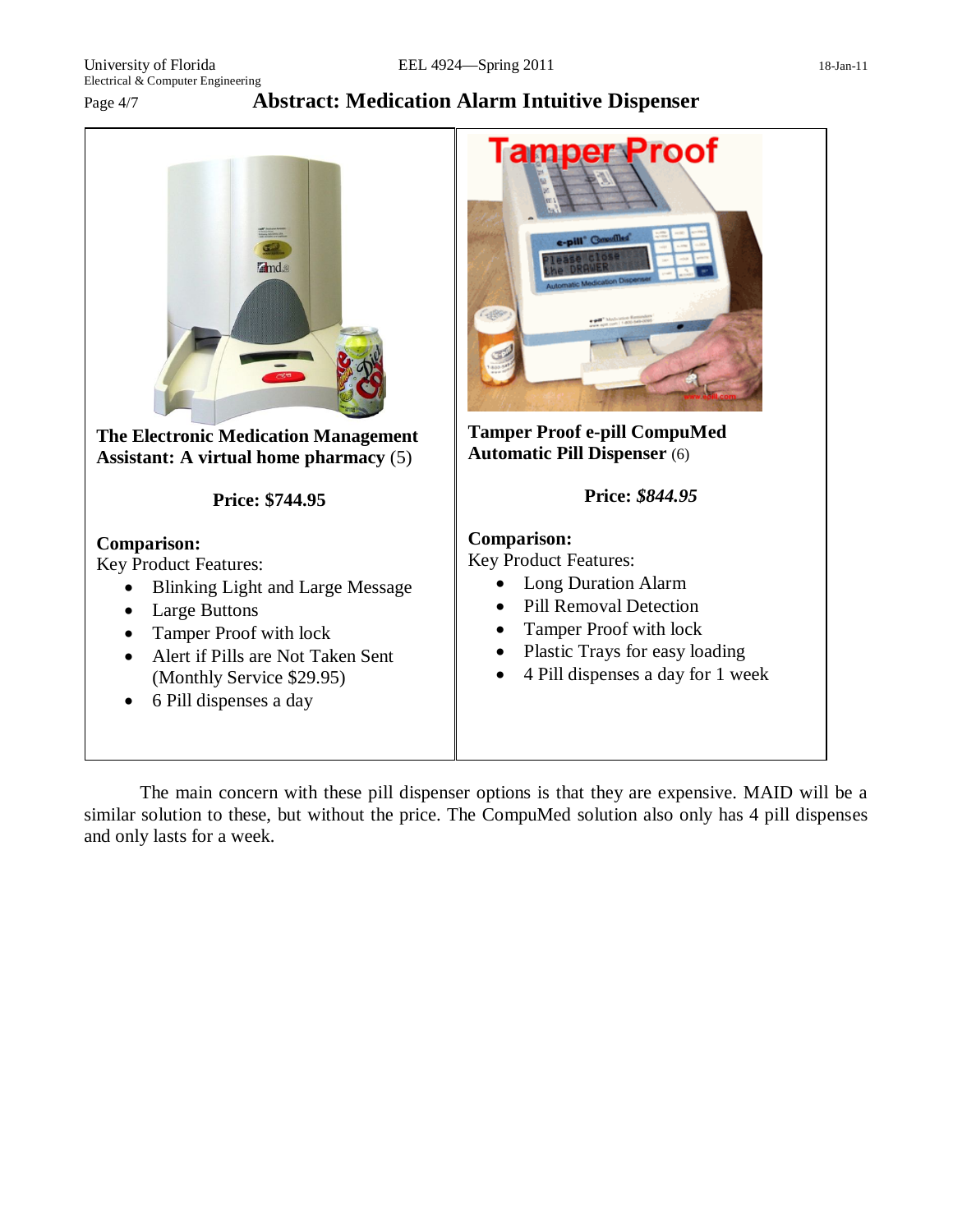# Abstract: Medication Alarm Intuitive Dispenser

**The Electronic Medication Management Assistant: A virtual home pharmacy** (5)

**Price: $744.95**

**Comparison:**
Key Product Features:

- Blinking Light and Large Message
- Large Buttons
- Tamper Proof with lock
- Alert if Pills are Not Taken Sent (Monthly Service $29.95)
- 6 Pill dispenses a day

**Tamper Proof e-pill CompuMed Automatic Pill Dispenser** (6)

**Price:** ***$844.95***

**Comparison:**
Key Product Features:

- Long Duration Alarm
- Pill Removal Detection
- Tamper Proof with lock
- Plastic Trays for easy loading
- 4 Pill dispenses a day for 1 week

The main concern with these pill dispenser options is that they are expensive. MAID will be a similar solution to these, but without the price. The CompuMed solution also only has 4 pill dispenses and only lasts for a week.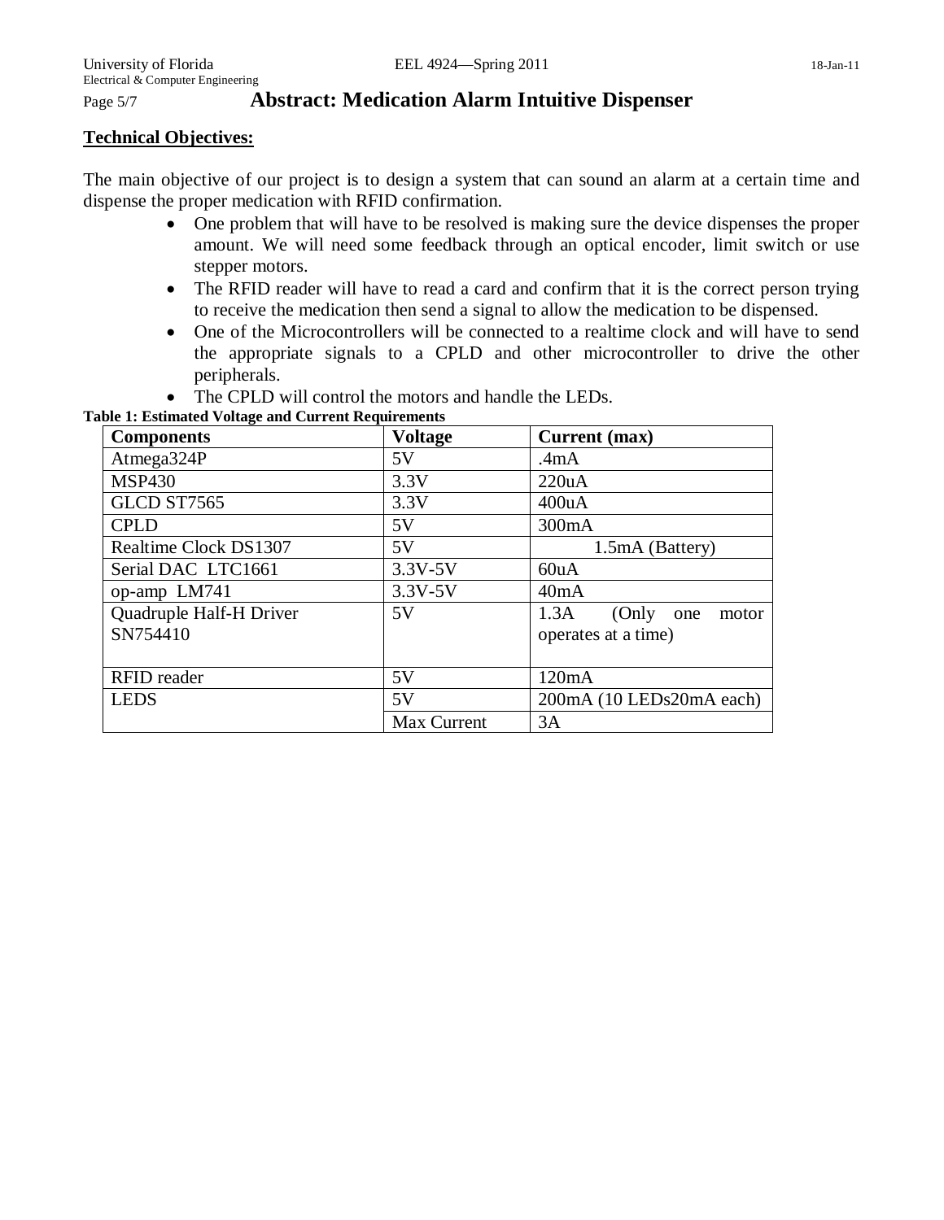**Technical Objectives:**

The main objective of our project is to design a system that can sound an alarm at a certain time and dispense the proper medication with RFID confirmation.

- One problem that will have to be resolved is making sure the device dispenses the proper amount. We will need some feedback through an optical encoder, limit switch or use stepper motors.
- The RFID reader will have to read a card and confirm that it is the correct person trying to receive the medication then send a signal to allow the medication to be dispensed.
- One of the Microcontrollers will be connected to a realtime clock and will have to send the appropriate signals to a CPLD and other microcontroller to drive the other peripherals.
- The CPLD will control the motors and handle the LEDs.

**Table 1: Estimated Voltage and Current Requirements**

| Components | Voltage | Current (max) |
|---|---|---|
| Atmega324P | 5V | .4mA |
| MSP430 | 3.3V | 220uA |
| GLCD ST7565 | 3.3V | 400uA |
| CPLD | 5V | 300mA |
| Realtime Clock DS1307 | 5V | 1.5mA (Battery) |
| Serial DAC LTC1661 | 3.3V-5V | 60uA |
| op-amp LM741 | 3.3V-5V | 40mA |
| Quadruple Half-H Driver SN754410 | 5V | 1.3A (Only one motor operates at a time) |
| RFID reader | 5V | 120mA |
| LEDS | 5V | 200mA (10 LEDs20mA each) |
| | Max Current | 3A |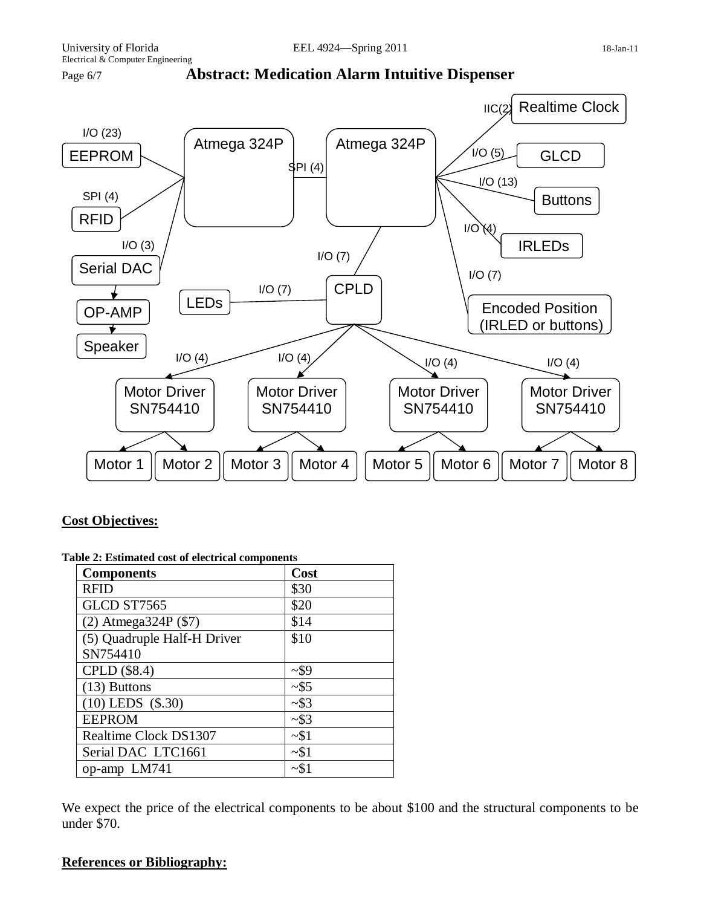# Abstract: Medication Alarm Intuitive Dispenser

## Cost Objectives:

**Table 2: Estimated cost of electrical components**

| Components | Cost |
|---|---|
| RFID | $30 |
| GLCD ST7565 | $20 |
| (2) Atmega324P ($7) | $14 |
| (5) Quadruple Half-H Driver SN754410 | $10 |
| CPLD ($8.4) | ~$9 |
| (13) Buttons | ~$5 |
| (10) LEDS ($.30) | ~$3 |
| EEPROM | ~$3 |
| Realtime Clock DS1307 | ~$1 |
| Serial DAC LTC1661 | ~$1 |
| op-amp LM741 | ~$1 |

We expect the price of the electrical components to be about $100 and the structural components to be under $70.

## References or Bibliography: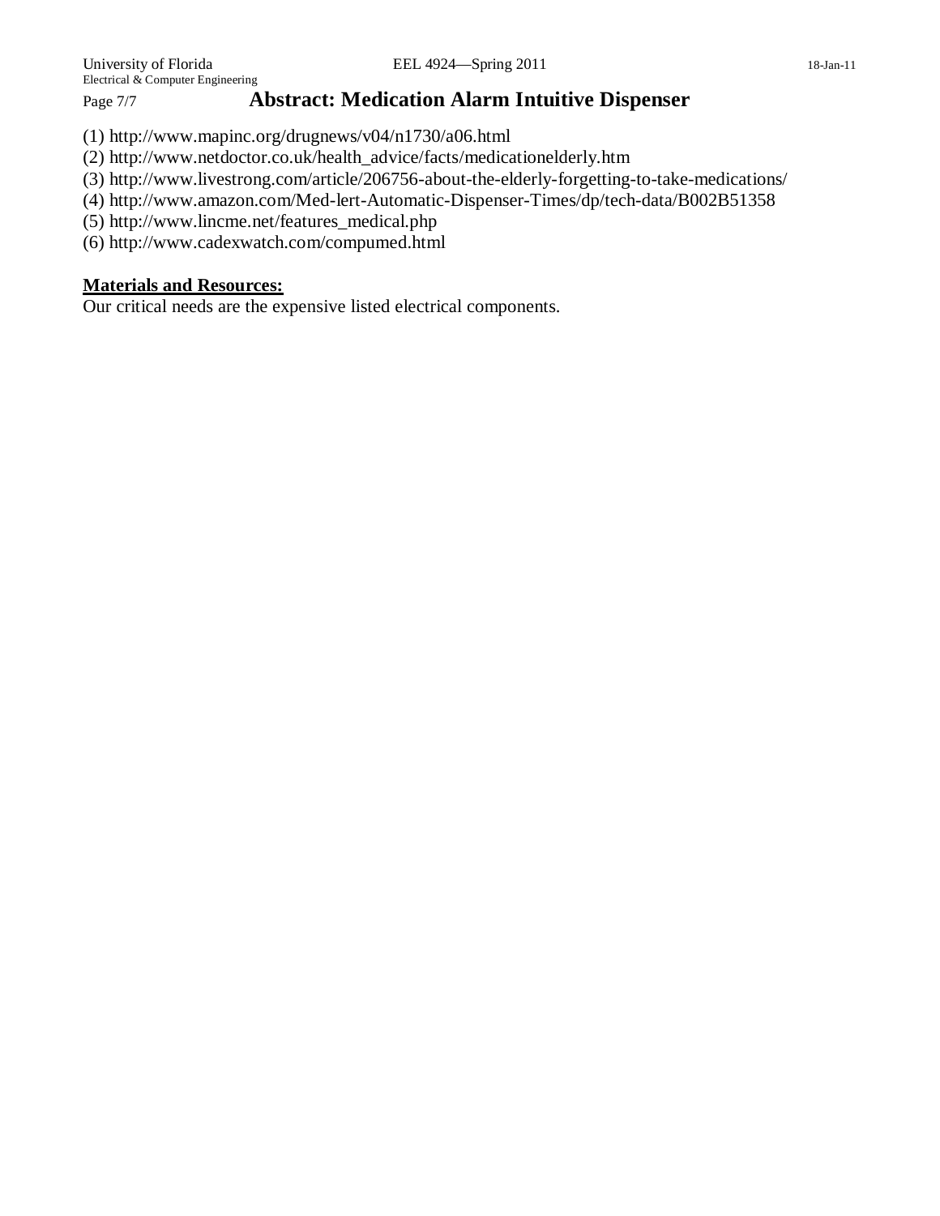(1) http://www.mapinc.org/drugnews/v04/n1730/a06.html
(2) http://www.netdoctor.co.uk/health_advice/facts/medicationelderly.htm
(3) http://www.livestrong.com/article/206756-about-the-elderly-forgetting-to-take-medications/
(4) http://www.amazon.com/Med-lert-Automatic-Dispenser-Times/dp/tech-data/B002B51358
(5) http://www.lincme.net/features_medical.php
(6) http://www.cadexwatch.com/compumed.html

**Materials and Resources:**

Our critical needs are the expensive listed electrical components.